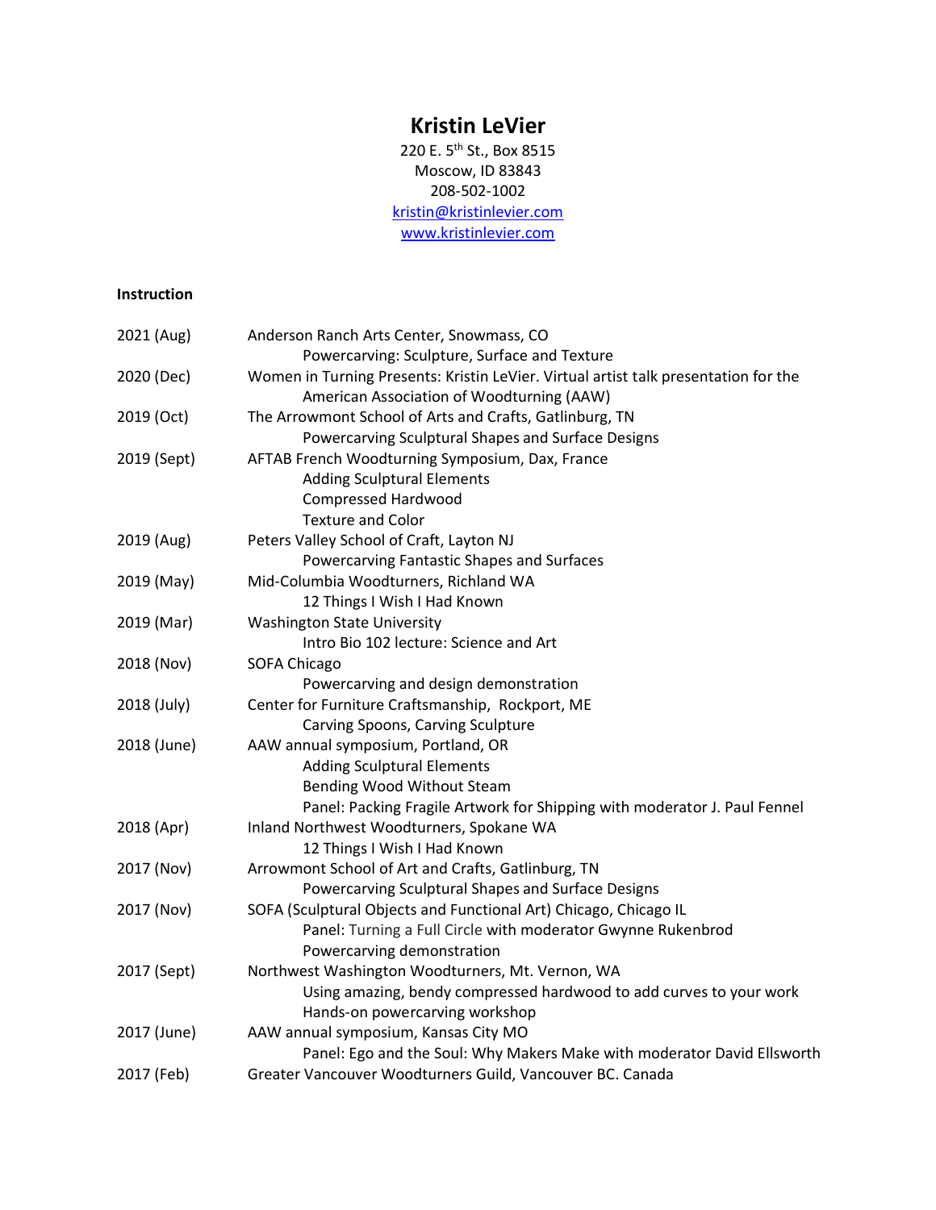# Kristin LeVier

220 E. 5th St., Box 8515
Moscow, ID 83843
208-502-1002
kristin@kristinlevier.com
www.kristinlevier.com

## Instruction

**2021 (Aug)** — Anderson Ranch Arts Center, Snowmass, CO
- Powercarving: Sculpture, Surface and Texture

**2020 (Dec)** — Women in Turning Presents: Kristin LeVier. Virtual artist talk presentation for the American Association of Woodturning (AAW)

**2019 (Oct)** — The Arrowmont School of Arts and Crafts, Gatlinburg, TN
- Powercarving Sculptural Shapes and Surface Designs

**2019 (Sept)** — AFTAB French Woodturning Symposium, Dax, France
- Adding Sculptural Elements
- Compressed Hardwood
- Texture and Color

**2019 (Aug)** — Peters Valley School of Craft, Layton NJ
- Powercarving Fantastic Shapes and Surfaces

**2019 (May)** — Mid-Columbia Woodturners, Richland WA
- 12 Things I Wish I Had Known

**2019 (Mar)** — Washington State University
- Intro Bio 102 lecture: Science and Art

**2018 (Nov)** — SOFA Chicago
- Powercarving and design demonstration

**2018 (July)** — Center for Furniture Craftsmanship, Rockport, ME
- Carving Spoons, Carving Sculpture

**2018 (June)** — AAW annual symposium, Portland, OR
- Adding Sculptural Elements
- Bending Wood Without Steam
- Panel: Packing Fragile Artwork for Shipping with moderator J. Paul Fennel

**2018 (Apr)** — Inland Northwest Woodturners, Spokane WA
- 12 Things I Wish I Had Known

**2017 (Nov)** — Arrowmont School of Art and Crafts, Gatlinburg, TN
- Powercarving Sculptural Shapes and Surface Designs

**2017 (Nov)** — SOFA (Sculptural Objects and Functional Art) Chicago, Chicago IL
- Panel: Turning a Full Circle with moderator Gwynne Rukenbrod
- Powercarving demonstration

**2017 (Sept)** — Northwest Washington Woodturners, Mt. Vernon, WA
- Using amazing, bendy compressed hardwood to add curves to your work
- Hands-on powercarving workshop

**2017 (June)** — AAW annual symposium, Kansas City MO
- Panel: Ego and the Soul: Why Makers Make with moderator David Ellsworth

**2017 (Feb)** — Greater Vancouver Woodturners Guild, Vancouver BC. Canada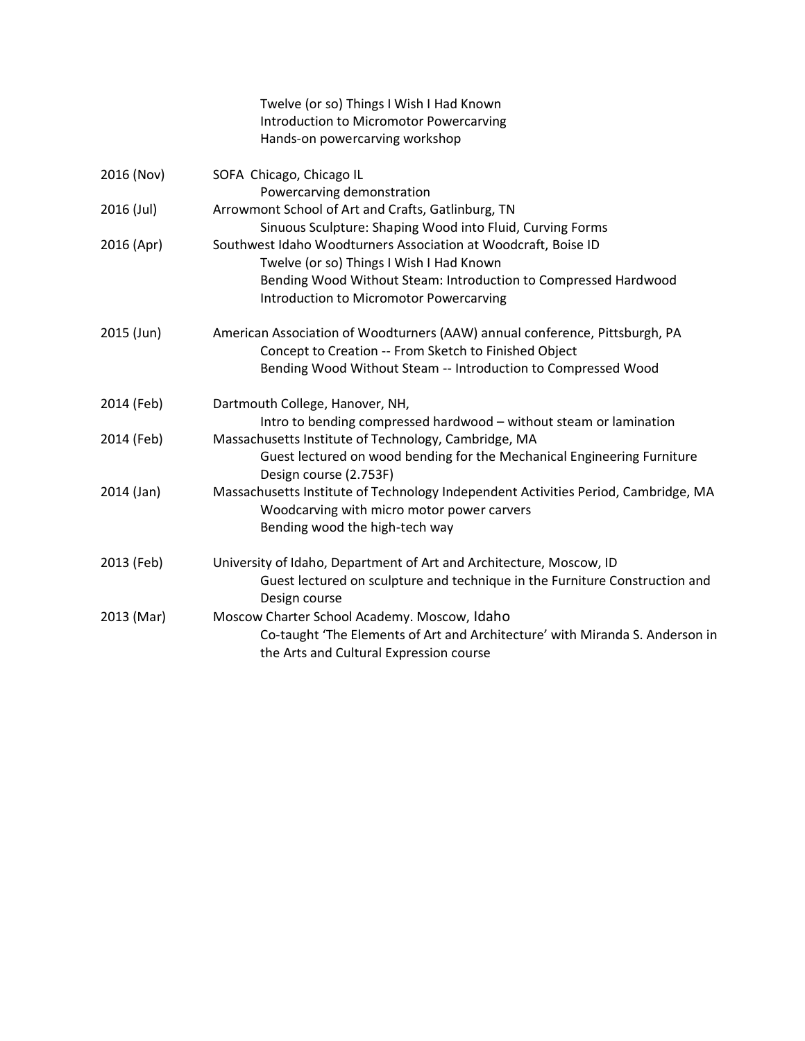Twelve (or so) Things I Wish I Had Known
Introduction to Micromotor Powercarving
Hands-on powercarving workshop

2016 (Nov) SOFA Chicago, Chicago IL
Powercarving demonstration

2016 (Jul) Arrowmont School of Art and Crafts, Gatlinburg, TN
Sinuous Sculpture: Shaping Wood into Fluid, Curving Forms

2016 (Apr) Southwest Idaho Woodturners Association at Woodcraft, Boise ID
Twelve (or so) Things I Wish I Had Known
Bending Wood Without Steam: Introduction to Compressed Hardwood
Introduction to Micromotor Powercarving

2015 (Jun) American Association of Woodturners (AAW) annual conference, Pittsburgh, PA
Concept to Creation -- From Sketch to Finished Object
Bending Wood Without Steam -- Introduction to Compressed Wood

2014 (Feb) Dartmouth College, Hanover, NH,
Intro to bending compressed hardwood – without steam or lamination

2014 (Feb) Massachusetts Institute of Technology, Cambridge, MA
Guest lectured on wood bending for the Mechanical Engineering Furniture Design course (2.753F)

2014 (Jan) Massachusetts Institute of Technology Independent Activities Period, Cambridge, MA
Woodcarving with micro motor power carvers
Bending wood the high-tech way

2013 (Feb) University of Idaho, Department of Art and Architecture, Moscow, ID
Guest lectured on sculpture and technique in the Furniture Construction and Design course

2013 (Mar) Moscow Charter School Academy. Moscow, Idaho
Co-taught 'The Elements of Art and Architecture' with Miranda S. Anderson in the Arts and Cultural Expression course